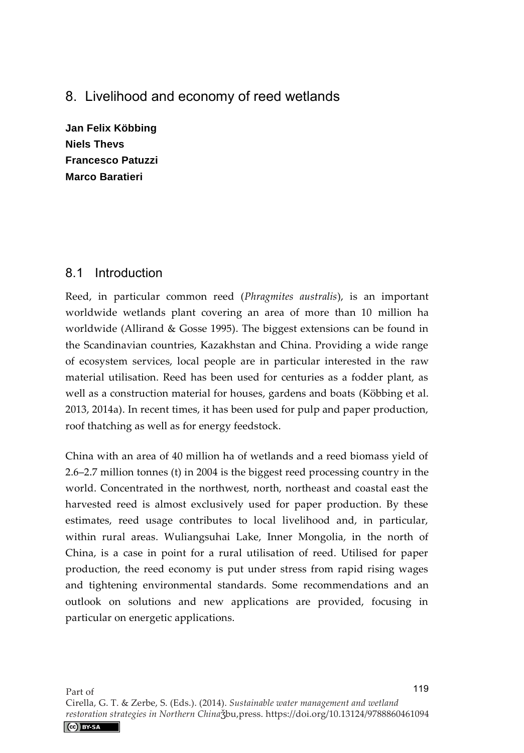# 8. Livelihood and economy of reed wetlands

**Jan Felix Köbbing**
**Niels Thevs**
**Francesco Patuzzi**
**Marco Baratieri**

## 8.1 Introduction

Reed, in particular common reed (*Phragmites australis*), is an important worldwide wetlands plant covering an area of more than 10 million ha worldwide (Allirand & Gosse 1995). The biggest extensions can be found in the Scandinavian countries, Kazakhstan and China. Providing a wide range of ecosystem services, local people are in particular interested in the raw material utilisation. Reed has been used for centuries as a fodder plant, as well as a construction material for houses, gardens and boats (Köbbing et al. 2013, 2014a). In recent times, it has been used for pulp and paper production, roof thatching as well as for energy feedstock.

China with an area of 40 million ha of wetlands and a reed biomass yield of 2.6–2.7 million tonnes (t) in 2004 is the biggest reed processing country in the world. Concentrated in the northwest, north, northeast and coastal east the harvested reed is almost exclusively used for paper production. By these estimates, reed usage contributes to local livelihood and, in particular, within rural areas. Wuliangsuhai Lake, Inner Mongolia, in the north of China, is a case in point for a rural utilisation of reed. Utilised for paper production, the reed economy is put under stress from rapid rising wages and tightening environmental standards. Some recommendations and an outlook on solutions and new applications are provided, focusing in particular on energetic applications.

Part of
Cirella, G. T. & Zerbe, S. (Eds.). (2014). *Sustainable water management and wetland restoration strategies in Northern China*. bu,press. https://doi.org/10.13124/9788860461094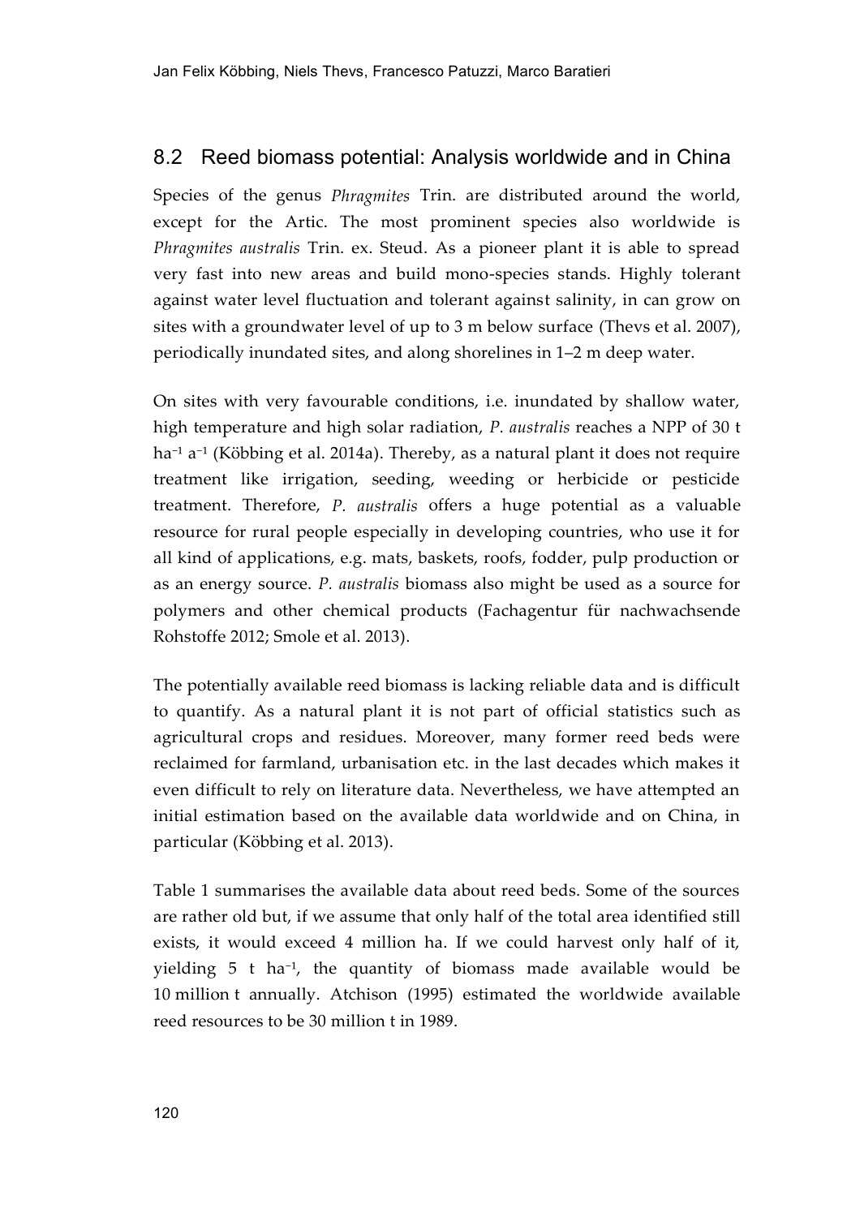## 8.2 Reed biomass potential: Analysis worldwide and in China

Species of the genus *Phragmites* Trin. are distributed around the world, except for the Artic. The most prominent species also worldwide is *Phragmites australis* Trin. ex. Steud. As a pioneer plant it is able to spread very fast into new areas and build mono-species stands. Highly tolerant against water level fluctuation and tolerant against salinity, in can grow on sites with a groundwater level of up to 3 m below surface (Thevs et al. 2007), periodically inundated sites, and along shorelines in 1–2 m deep water.

On sites with very favourable conditions, i.e. inundated by shallow water, high temperature and high solar radiation, *P. australis* reaches a NPP of 30 t $ha^{-1}$ $a^{-1}$ (Köbbing et al. 2014a). Thereby, as a natural plant it does not require treatment like irrigation, seeding, weeding or herbicide or pesticide treatment. Therefore, *P. australis* offers a huge potential as a valuable resource for rural people especially in developing countries, who use it for all kind of applications, e.g. mats, baskets, roofs, fodder, pulp production or as an energy source. *P. australis* biomass also might be used as a source for polymers and other chemical products (Fachagentur für nachwachsende Rohstoffe 2012; Smole et al. 2013).

The potentially available reed biomass is lacking reliable data and is difficult to quantify. As a natural plant it is not part of official statistics such as agricultural crops and residues. Moreover, many former reed beds were reclaimed for farmland, urbanisation etc. in the last decades which makes it even difficult to rely on literature data. Nevertheless, we have attempted an initial estimation based on the available data worldwide and on China, in particular (Köbbing et al. 2013).

Table 1 summarises the available data about reed beds. Some of the sources are rather old but, if we assume that only half of the total area identified still exists, it would exceed 4 million ha. If we could harvest only half of it, yielding 5 t $ha^{-1}$, the quantity of biomass made available would be 10 million t annually. Atchison (1995) estimated the worldwide available reed resources to be 30 million t in 1989.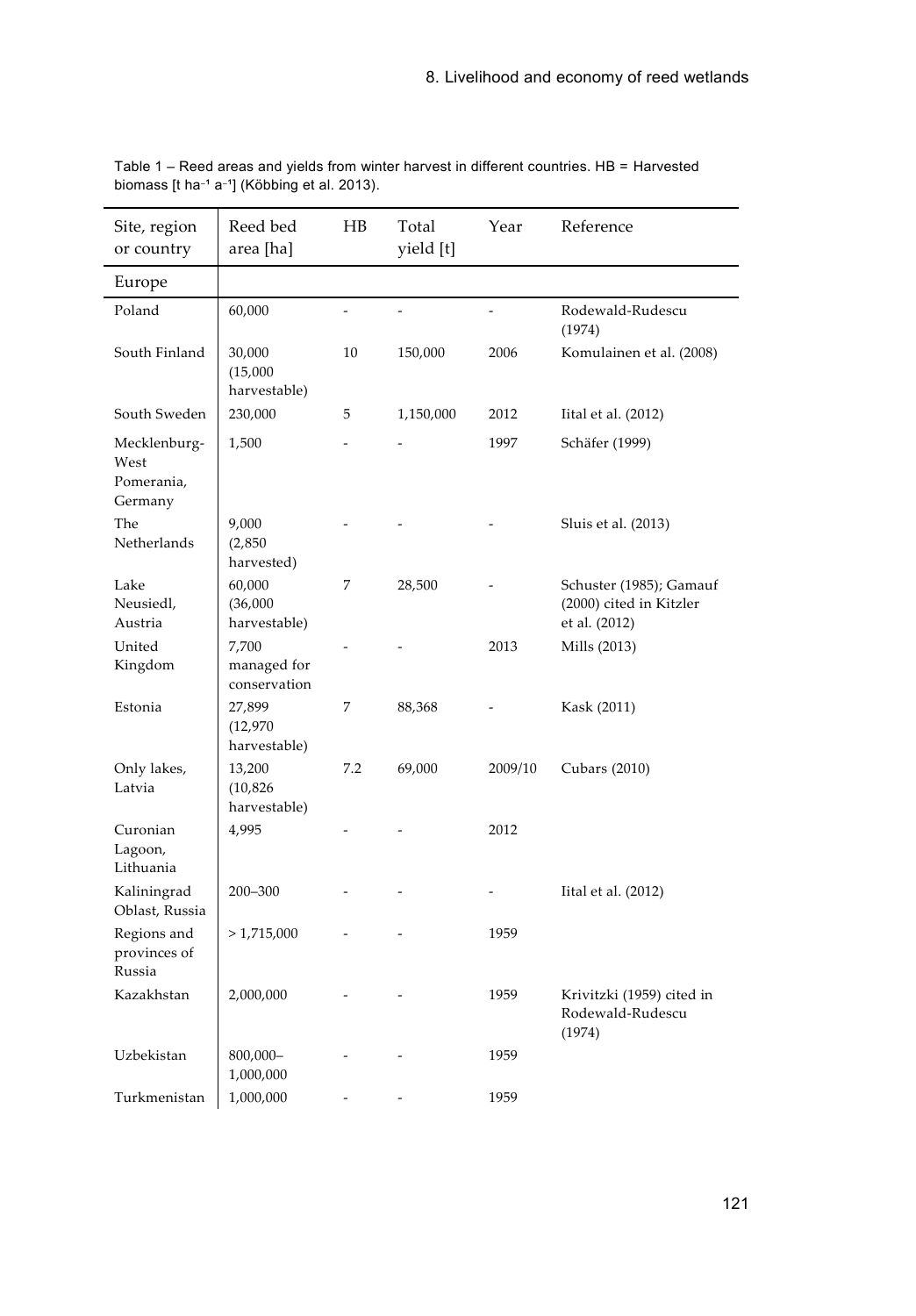Table 1 – Reed areas and yields from winter harvest in different countries. HB = Harvested biomass [t ha$^{-1}$ a$^{-1}$] (Köbbing et al. 2013).

| Site, region or country | Reed bed area [ha] | HB | Total yield [t] | Year | Reference |
|---|---|---|---|---|---|
| Europe | | | | | |
| Poland | 60,000 | - | - | - | Rodewald-Rudescu (1974) |
| South Finland | 30,000 (15,000 harvestable) | 10 | 150,000 | 2006 | Komulainen et al. (2008) |
| South Sweden | 230,000 | 5 | 1,150,000 | 2012 | Iital et al. (2012) |
| Mecklenburg-West Pomerania, Germany | 1,500 | - | - | 1997 | Schäfer (1999) |
| The Netherlands | 9,000 (2,850 harvested) | - | - | - | Sluis et al. (2013) |
| Lake Neusiedl, Austria | 60,000 (36,000 harvestable) | 7 | 28,500 | - | Schuster (1985); Gamauf (2000) cited in Kitzler et al. (2012) |
| United Kingdom | 7,700 managed for conservation | - | - | 2013 | Mills (2013) |
| Estonia | 27,899 (12,970 harvestable) | 7 | 88,368 | - | Kask (2011) |
| Only lakes, Latvia | 13,200 (10,826 harvestable) | 7.2 | 69,000 | 2009/10 | Cubars (2010) |
| Curonian Lagoon, Lithuania | 4,995 | - | - | 2012 | |
| Kaliningrad Oblast, Russia | 200–300 | - | - | - | Iital et al. (2012) |
| Regions and provinces of Russia | > 1,715,000 | - | - | 1959 | |
| Kazakhstan | 2,000,000 | - | - | 1959 | Krivitzki (1959) cited in Rodewald-Rudescu (1974) |
| Uzbekistan | 800,000–1,000,000 | - | - | 1959 | |
| Turkmenistan | 1,000,000 | - | - | 1959 | |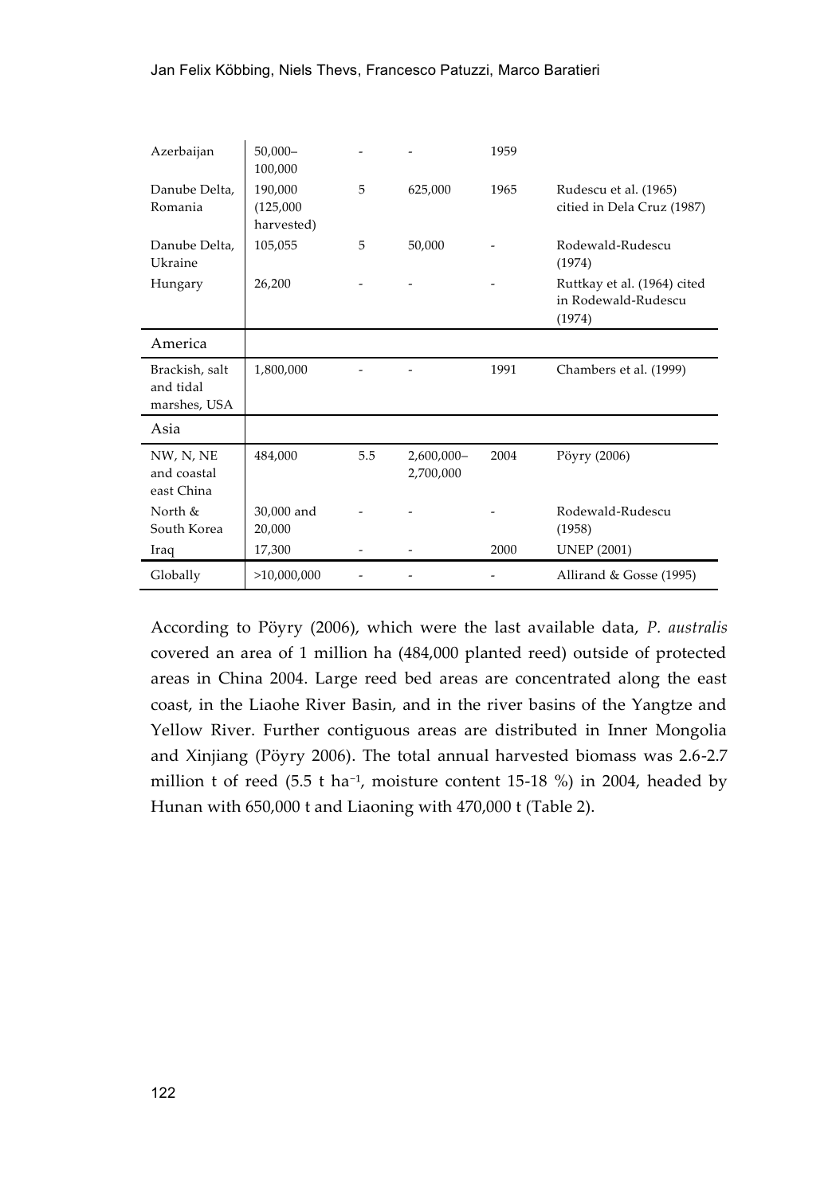| | | | | | |
|---|---|---|---|---|---|
| Azerbaijan | 50,000–100,000 | - | - | 1959 | |
| Danube Delta, Romania | 190,000 (125,000 harvested) | 5 | 625,000 | 1965 | Rudescu et al. (1965) citied in Dela Cruz (1987) |
| Danube Delta, Ukraine | 105,055 | 5 | 50,000 | - | Rodewald-Rudescu (1974) |
| Hungary | 26,200 | - | - | - | Ruttkay et al. (1964) cited in Rodewald-Rudescu (1974) |
| America | | | | | |
| Brackish, salt and tidal marshes, USA | 1,800,000 | - | - | 1991 | Chambers et al. (1999) |
| Asia | | | | | |
| NW, N, NE and coastal east China | 484,000 | 5.5 | 2,600,000–2,700,000 | 2004 | Pöyry (2006) |
| North & South Korea | 30,000 and 20,000 | - | - | - | Rodewald-Rudescu (1958) |
| Iraq | 17,300 | - | - | 2000 | UNEP (2001) |
| Globally | >10,000,000 | - | - | - | Allirand & Gosse (1995) |

According to Pöyry (2006), which were the last available data, *P. australis* covered an area of 1 million ha (484,000 planted reed) outside of protected areas in China 2004. Large reed bed areas are concentrated along the east coast, in the Liaohe River Basin, and in the river basins of the Yangtze and Yellow River. Further contiguous areas are distributed in Inner Mongolia and Xinjiang (Pöyry 2006). The total annual harvested biomass was 2.6-2.7 million t of reed (5.5 t $ha^{-1}$, moisture content 15-18 %) in 2004, headed by Hunan with 650,000 t and Liaoning with 470,000 t (Table 2).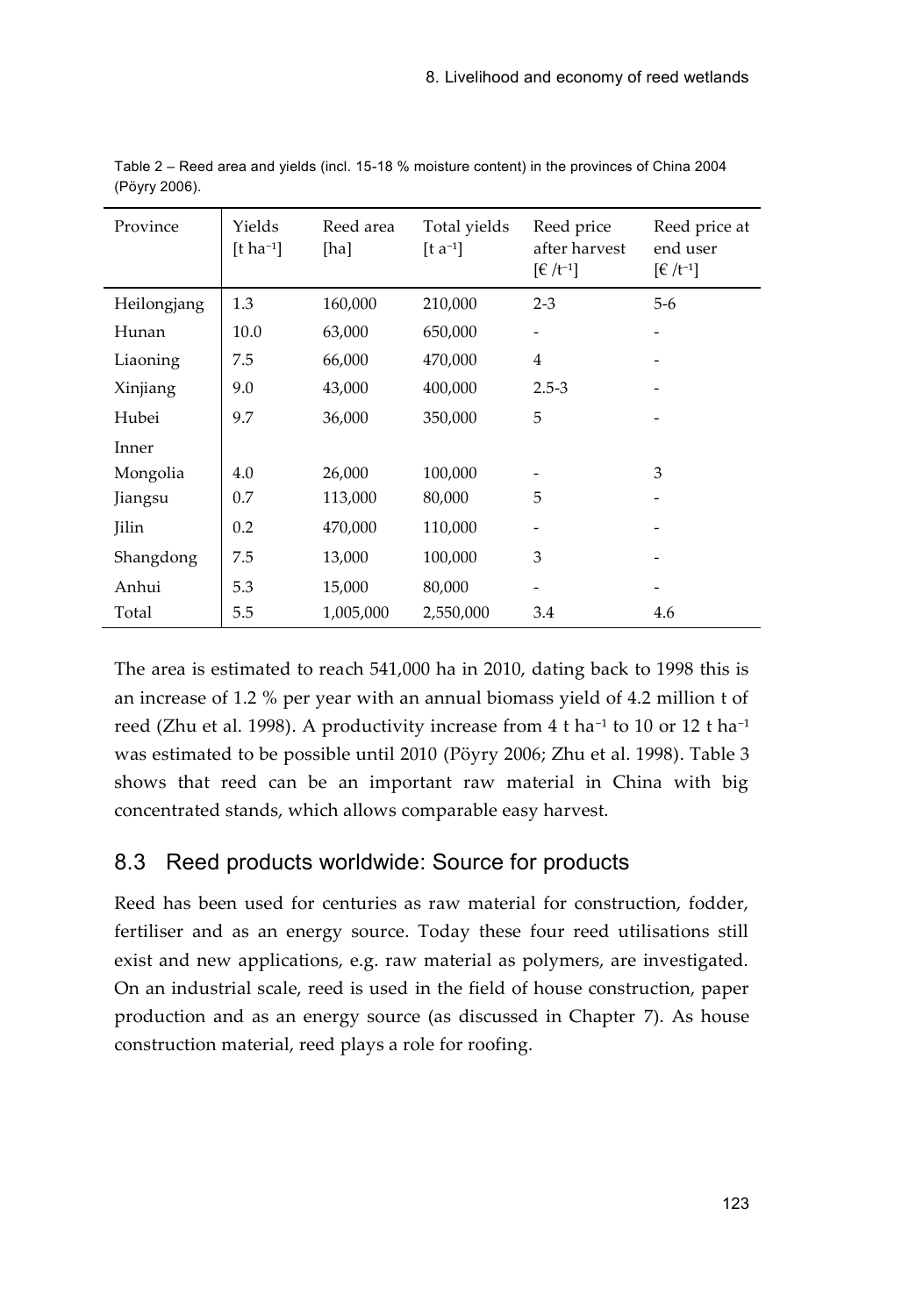Table 2 – Reed area and yields (incl. 15-18 % moisture content) in the provinces of China 2004 (Pöyry 2006).

| Province | Yields [t $ha^{-1}$] | Reed area [ha] | Total yields [t $a^{-1}$] | Reed price after harvest [€ /$t^{-1}$] | Reed price at end user [€ /$t^{-1}$] |
|---|---|---|---|---|---|
| Heilongjang | 1.3 | 160,000 | 210,000 | 2-3 | 5-6 |
| Hunan | 10.0 | 63,000 | 650,000 | - | - |
| Liaoning | 7.5 | 66,000 | 470,000 | 4 | - |
| Xinjiang | 9.0 | 43,000 | 400,000 | 2.5-3 | - |
| Hubei | 9.7 | 36,000 | 350,000 | 5 | - |
| Inner Mongolia | 4.0 | 26,000 | 100,000 | - | 3 |
| Jiangsu | 0.7 | 113,000 | 80,000 | 5 | - |
| Jilin | 0.2 | 470,000 | 110,000 | - | - |
| Shangdong | 7.5 | 13,000 | 100,000 | 3 | - |
| Anhui | 5.3 | 15,000 | 80,000 | - | - |
| Total | 5.5 | 1,005,000 | 2,550,000 | 3.4 | 4.6 |

The area is estimated to reach 541,000 ha in 2010, dating back to 1998 this is an increase of 1.2 % per year with an annual biomass yield of 4.2 million t of reed (Zhu et al. 1998). A productivity increase from 4 t $ha^{-1}$ to 10 or 12 t $ha^{-1}$ was estimated to be possible until 2010 (Pöyry 2006; Zhu et al. 1998). Table 3 shows that reed can be an important raw material in China with big concentrated stands, which allows comparable easy harvest.

## 8.3 Reed products worldwide: Source for products

Reed has been used for centuries as raw material for construction, fodder, fertiliser and as an energy source. Today these four reed utilisations still exist and new applications, e.g. raw material as polymers, are investigated. On an industrial scale, reed is used in the field of house construction, paper production and as an energy source (as discussed in Chapter 7). As house construction material, reed plays a role for roofing.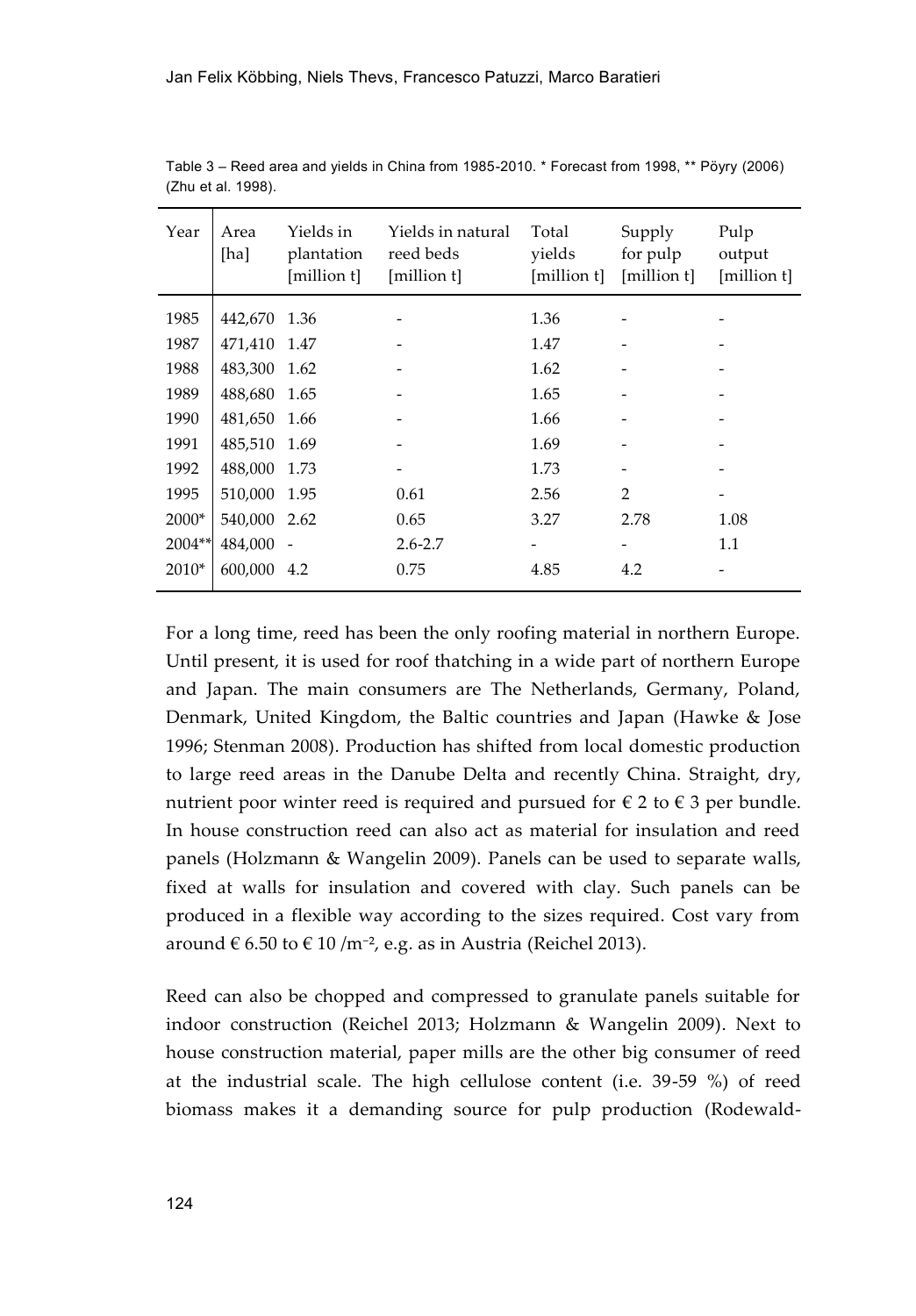Table 3 – Reed area and yields in China from 1985-2010. * Forecast from 1998, ** Pöyry (2006) (Zhu et al. 1998).

| Year | Area [ha] | Yields in plantation [million t] | Yields in natural reed beds [million t] | Total yields [million t] | Supply for pulp [million t] | Pulp output [million t] |
|---|---|---|---|---|---|---|
| 1985 | 442,670 | 1.36 | - | 1.36 | - | - |
| 1987 | 471,410 | 1.47 | - | 1.47 | - | - |
| 1988 | 483,300 | 1.62 | - | 1.62 | - | - |
| 1989 | 488,680 | 1.65 | - | 1.65 | - | - |
| 1990 | 481,650 | 1.66 | - | 1.66 | - | - |
| 1991 | 485,510 | 1.69 | - | 1.69 | - | - |
| 1992 | 488,000 | 1.73 | - | 1.73 | - | - |
| 1995 | 510,000 | 1.95 | 0.61 | 2.56 | 2 | - |
| 2000* | 540,000 | 2.62 | 0.65 | 3.27 | 2.78 | 1.08 |
| 2004** | 484,000 | - | 2.6-2.7 | - | - | 1.1 |
| 2010* | 600,000 | 4.2 | 0.75 | 4.85 | 4.2 | - |

For a long time, reed has been the only roofing material in northern Europe. Until present, it is used for roof thatching in a wide part of northern Europe and Japan. The main consumers are The Netherlands, Germany, Poland, Denmark, United Kingdom, the Baltic countries and Japan (Hawke & Jose 1996; Stenman 2008). Production has shifted from local domestic production to large reed areas in the Danube Delta and recently China. Straight, dry, nutrient poor winter reed is required and pursued for € 2 to € 3 per bundle. In house construction reed can also act as material for insulation and reed panels (Holzmann & Wangelin 2009). Panels can be used to separate walls, fixed at walls for insulation and covered with clay. Such panels can be produced in a flexible way according to the sizes required. Cost vary from around € 6.50 to € 10 /$m^{-2}$, e.g. as in Austria (Reichel 2013).

Reed can also be chopped and compressed to granulate panels suitable for indoor construction (Reichel 2013; Holzmann & Wangelin 2009). Next to house construction material, paper mills are the other big consumer of reed at the industrial scale. The high cellulose content (i.e. 39-59 %) of reed biomass makes it a demanding source for pulp production (Rodewald-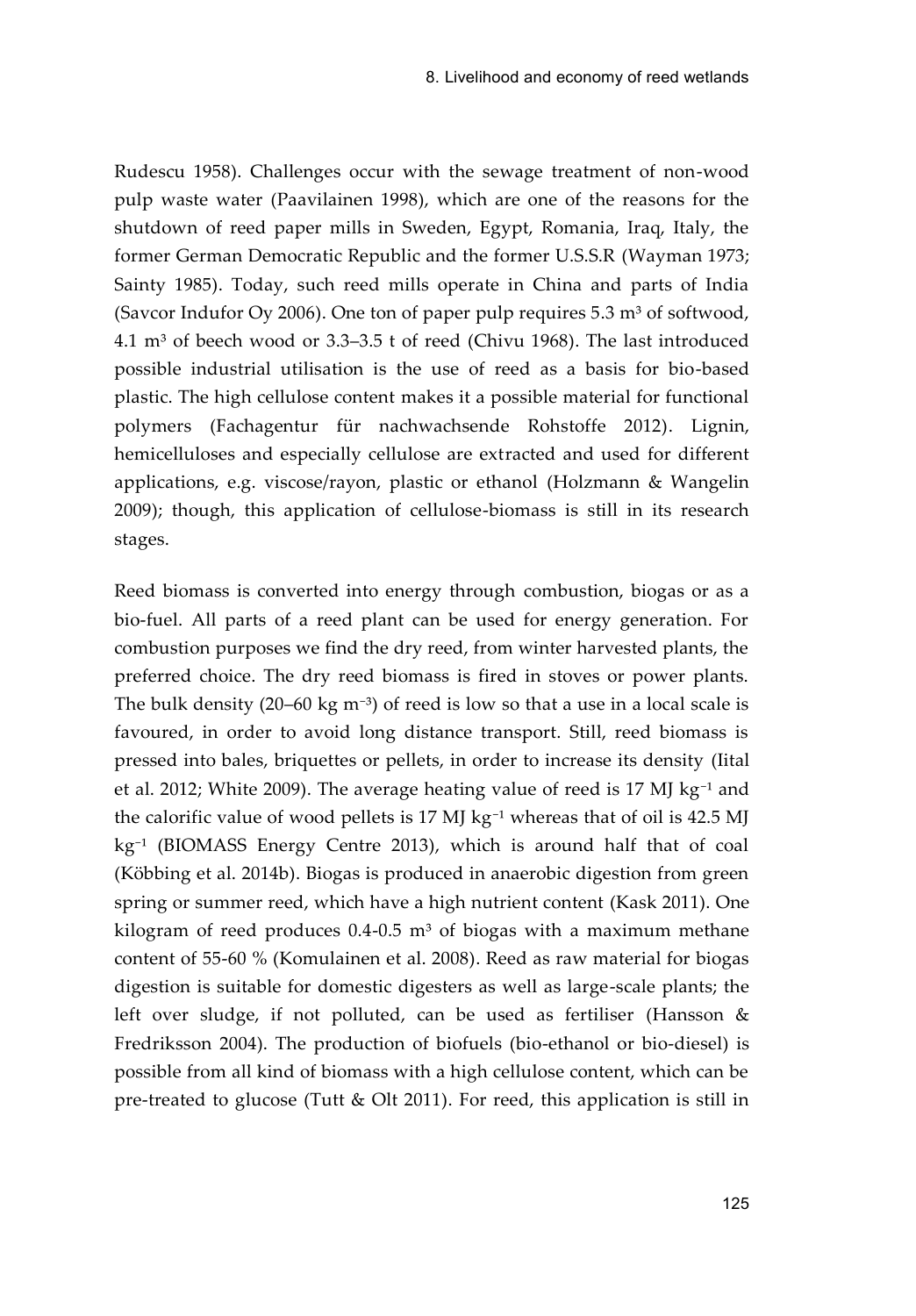Rudescu 1958). Challenges occur with the sewage treatment of non-wood pulp waste water (Paavilainen 1998), which are one of the reasons for the shutdown of reed paper mills in Sweden, Egypt, Romania, Iraq, Italy, the former German Democratic Republic and the former U.S.S.R (Wayman 1973; Sainty 1985). Today, such reed mills operate in China and parts of India (Savcor Indufor Oy 2006). One ton of paper pulp requires 5.3 $m^3$ of softwood, 4.1 $m^3$ of beech wood or 3.3–3.5 t of reed (Chivu 1968). The last introduced possible industrial utilisation is the use of reed as a basis for bio-based plastic. The high cellulose content makes it a possible material for functional polymers (Fachagentur für nachwachsende Rohstoffe 2012). Lignin, hemicelluloses and especially cellulose are extracted and used for different applications, e.g. viscose/rayon, plastic or ethanol (Holzmann & Wangelin 2009); though, this application of cellulose-biomass is still in its research stages.

Reed biomass is converted into energy through combustion, biogas or as a bio-fuel. All parts of a reed plant can be used for energy generation. For combustion purposes we find the dry reed, from winter harvested plants, the preferred choice. The dry reed biomass is fired in stoves or power plants. The bulk density (20–60 kg $m^{-3}$) of reed is low so that a use in a local scale is favoured, in order to avoid long distance transport. Still, reed biomass is pressed into bales, briquettes or pellets, in order to increase its density (Iital et al. 2012; White 2009). The average heating value of reed is 17 MJ $kg^{-1}$ and the calorific value of wood pellets is 17 MJ $kg^{-1}$ whereas that of oil is 42.5 MJ $kg^{-1}$ (BIOMASS Energy Centre 2013), which is around half that of coal (Köbbing et al. 2014b). Biogas is produced in anaerobic digestion from green spring or summer reed, which have a high nutrient content (Kask 2011). One kilogram of reed produces 0.4-0.5 $m^3$ of biogas with a maximum methane content of 55-60 % (Komulainen et al. 2008). Reed as raw material for biogas digestion is suitable for domestic digesters as well as large-scale plants; the left over sludge, if not polluted, can be used as fertiliser (Hansson & Fredriksson 2004). The production of biofuels (bio-ethanol or bio-diesel) is possible from all kind of biomass with a high cellulose content, which can be pre-treated to glucose (Tutt & Olt 2011). For reed, this application is still in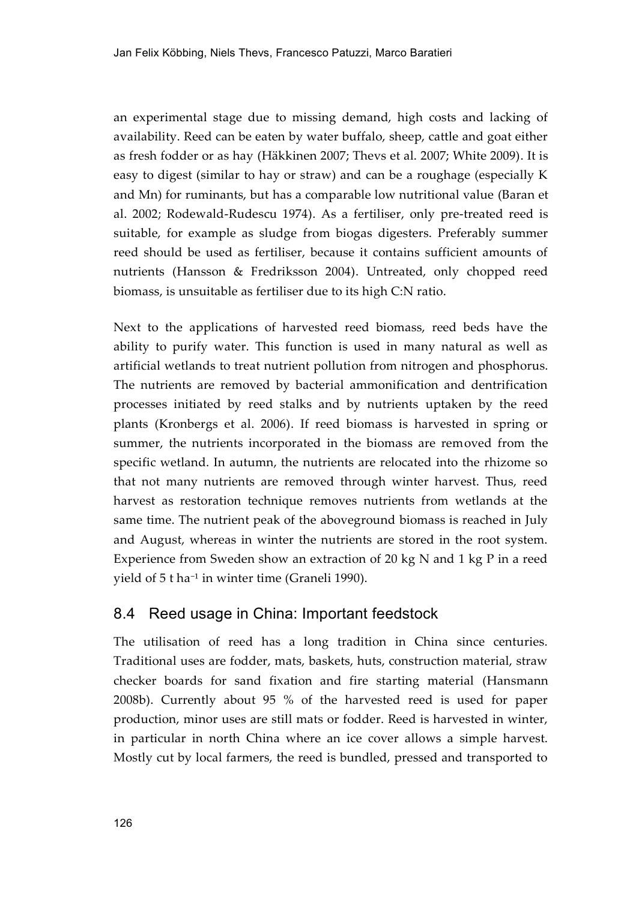an experimental stage due to missing demand, high costs and lacking of availability. Reed can be eaten by water buffalo, sheep, cattle and goat either as fresh fodder or as hay (Häkkinen 2007; Thevs et al. 2007; White 2009). It is easy to digest (similar to hay or straw) and can be a roughage (especially K and Mn) for ruminants, but has a comparable low nutritional value (Baran et al. 2002; Rodewald-Rudescu 1974). As a fertiliser, only pre-treated reed is suitable, for example as sludge from biogas digesters. Preferably summer reed should be used as fertiliser, because it contains sufficient amounts of nutrients (Hansson & Fredriksson 2004). Untreated, only chopped reed biomass, is unsuitable as fertiliser due to its high C:N ratio.

Next to the applications of harvested reed biomass, reed beds have the ability to purify water. This function is used in many natural as well as artificial wetlands to treat nutrient pollution from nitrogen and phosphorus. The nutrients are removed by bacterial ammonification and dentrification processes initiated by reed stalks and by nutrients uptaken by the reed plants (Kronbergs et al. 2006). If reed biomass is harvested in spring or summer, the nutrients incorporated in the biomass are removed from the specific wetland. In autumn, the nutrients are relocated into the rhizome so that not many nutrients are removed through winter harvest. Thus, reed harvest as restoration technique removes nutrients from wetlands at the same time. The nutrient peak of the aboveground biomass is reached in July and August, whereas in winter the nutrients are stored in the root system. Experience from Sweden show an extraction of 20 kg N and 1 kg P in a reed yield of 5 t $ha^{-1}$ in winter time (Graneli 1990).

## 8.4 Reed usage in China: Important feedstock

The utilisation of reed has a long tradition in China since centuries. Traditional uses are fodder, mats, baskets, huts, construction material, straw checker boards for sand fixation and fire starting material (Hansmann 2008b). Currently about 95 % of the harvested reed is used for paper production, minor uses are still mats or fodder. Reed is harvested in winter, in particular in north China where an ice cover allows a simple harvest. Mostly cut by local farmers, the reed is bundled, pressed and transported to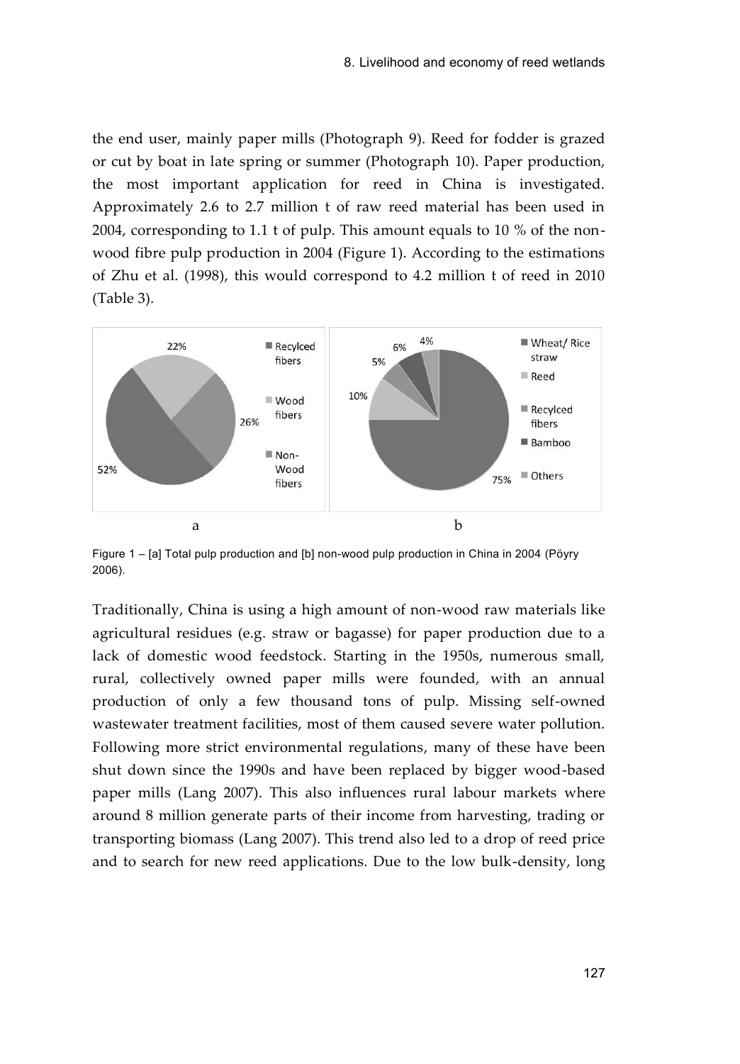the end user, mainly paper mills (Photograph 9). Reed for fodder is grazed or cut by boat in late spring or summer (Photograph 10). Paper production, the most important application for reed in China is investigated. Approximately 2.6 to 2.7 million t of raw reed material has been used in 2004, corresponding to 1.1 t of pulp. This amount equals to 10 % of the non-wood fibre pulp production in 2004 (Figure 1). According to the estimations of Zhu et al. (1998), this would correspond to 4.2 million t of reed in 2010 (Table 3).

22%
26%
52%
Recylced fibers
Wood fibers
Non-Wood fibers

a

4%
6%
5%
10%
75%
Wheat/ Rice straw
Reed
Recylced fibers
Bamboo
Others

b

Figure 1 – [a] Total pulp production and [b] non-wood pulp production in China in 2004 (Pöyry 2006).

Traditionally, China is using a high amount of non-wood raw materials like agricultural residues (e.g. straw or bagasse) for paper production due to a lack of domestic wood feedstock. Starting in the 1950s, numerous small, rural, collectively owned paper mills were founded, with an annual production of only a few thousand tons of pulp. Missing self-owned wastewater treatment facilities, most of them caused severe water pollution. Following more strict environmental regulations, many of these have been shut down since the 1990s and have been replaced by bigger wood-based paper mills (Lang 2007). This also influences rural labour markets where around 8 million generate parts of their income from harvesting, trading or transporting biomass (Lang 2007). This trend also led to a drop of reed price and to search for new reed applications. Due to the low bulk-density, long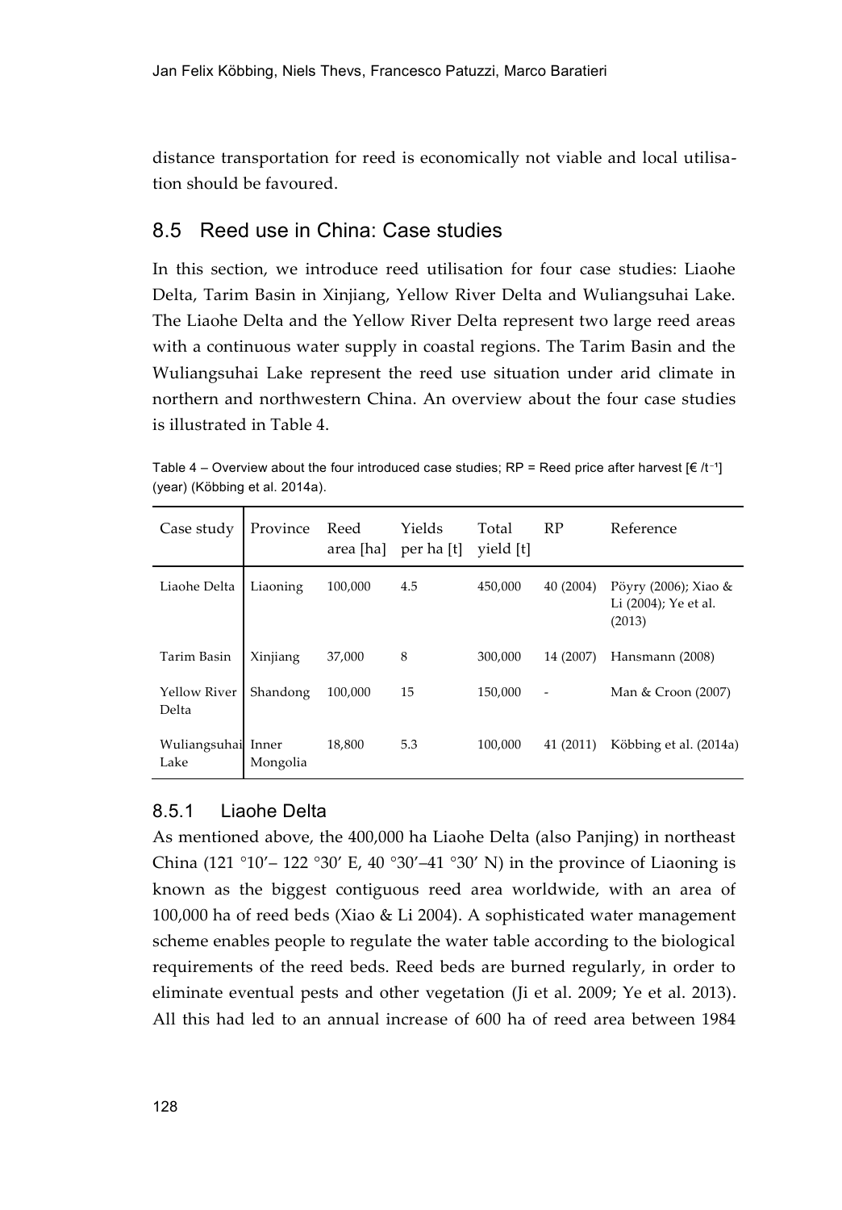distance transportation for reed is economically not viable and local utilisation should be favoured.

## 8.5 Reed use in China: Case studies

In this section, we introduce reed utilisation for four case studies: Liaohe Delta, Tarim Basin in Xinjiang, Yellow River Delta and Wuliangsuhai Lake. The Liaohe Delta and the Yellow River Delta represent two large reed areas with a continuous water supply in coastal regions. The Tarim Basin and the Wuliangsuhai Lake represent the reed use situation under arid climate in northern and northwestern China. An overview about the four case studies is illustrated in Table 4.

Table 4 – Overview about the four introduced case studies; RP = Reed price after harvest [€ /t$^{-1}$] (year) (Köbbing et al. 2014a).

| Case study | Province | Reed area [ha] | Yields per ha [t] | Total yield [t] | RP | Reference |
|---|---|---|---|---|---|---|
| Liaohe Delta | Liaoning | 100,000 | 4.5 | 450,000 | 40 (2004) | Pöyry (2006); Xiao & Li (2004); Ye et al. (2013) |
| Tarim Basin | Xinjiang | 37,000 | 8 | 300,000 | 14 (2007) | Hansmann (2008) |
| Yellow River Delta | Shandong | 100,000 | 15 | 150,000 | - | Man & Croon (2007) |
| Wuliangsuhai Lake | Inner Mongolia | 18,800 | 5.3 | 100,000 | 41 (2011) | Köbbing et al. (2014a) |

### 8.5.1 Liaohe Delta

As mentioned above, the 400,000 ha Liaohe Delta (also Panjing) in northeast China (121 °10′– 122 °30′ E, 40 °30′–41 °30′ N) in the province of Liaoning is known as the biggest contiguous reed area worldwide, with an area of 100,000 ha of reed beds (Xiao & Li 2004). A sophisticated water management scheme enables people to regulate the water table according to the biological requirements of the reed beds. Reed beds are burned regularly, in order to eliminate eventual pests and other vegetation (Ji et al. 2009; Ye et al. 2013). All this had led to an annual increase of 600 ha of reed area between 1984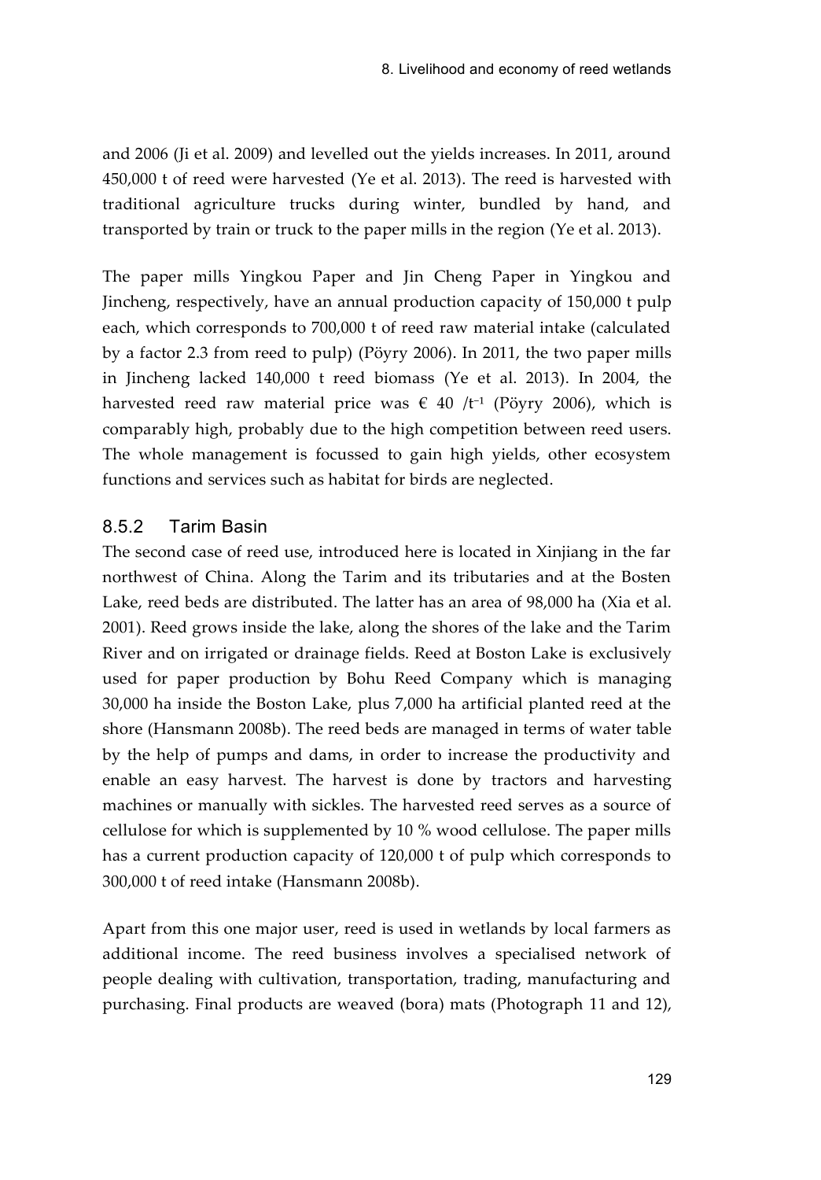and 2006 (Ji et al. 2009) and levelled out the yields increases. In 2011, around 450,000 t of reed were harvested (Ye et al. 2013). The reed is harvested with traditional agriculture trucks during winter, bundled by hand, and transported by train or truck to the paper mills in the region (Ye et al. 2013).

The paper mills Yingkou Paper and Jin Cheng Paper in Yingkou and Jincheng, respectively, have an annual production capacity of 150,000 t pulp each, which corresponds to 700,000 t of reed raw material intake (calculated by a factor 2.3 from reed to pulp) (Pöyry 2006). In 2011, the two paper mills in Jincheng lacked 140,000 t reed biomass (Ye et al. 2013). In 2004, the harvested reed raw material price was € 40 $/t^{-1}$ (Pöyry 2006), which is comparably high, probably due to the high competition between reed users. The whole management is focussed to gain high yields, other ecosystem functions and services such as habitat for birds are neglected.

### 8.5.2 Tarim Basin

The second case of reed use, introduced here is located in Xinjiang in the far northwest of China. Along the Tarim and its tributaries and at the Bosten Lake, reed beds are distributed. The latter has an area of 98,000 ha (Xia et al. 2001). Reed grows inside the lake, along the shores of the lake and the Tarim River and on irrigated or drainage fields. Reed at Boston Lake is exclusively used for paper production by Bohu Reed Company which is managing 30,000 ha inside the Boston Lake, plus 7,000 ha artificial planted reed at the shore (Hansmann 2008b). The reed beds are managed in terms of water table by the help of pumps and dams, in order to increase the productivity and enable an easy harvest. The harvest is done by tractors and harvesting machines or manually with sickles. The harvested reed serves as a source of cellulose for which is supplemented by 10 % wood cellulose. The paper mills has a current production capacity of 120,000 t of pulp which corresponds to 300,000 t of reed intake (Hansmann 2008b).

Apart from this one major user, reed is used in wetlands by local farmers as additional income. The reed business involves a specialised network of people dealing with cultivation, transportation, trading, manufacturing and purchasing. Final products are weaved (bora) mats (Photograph 11 and 12),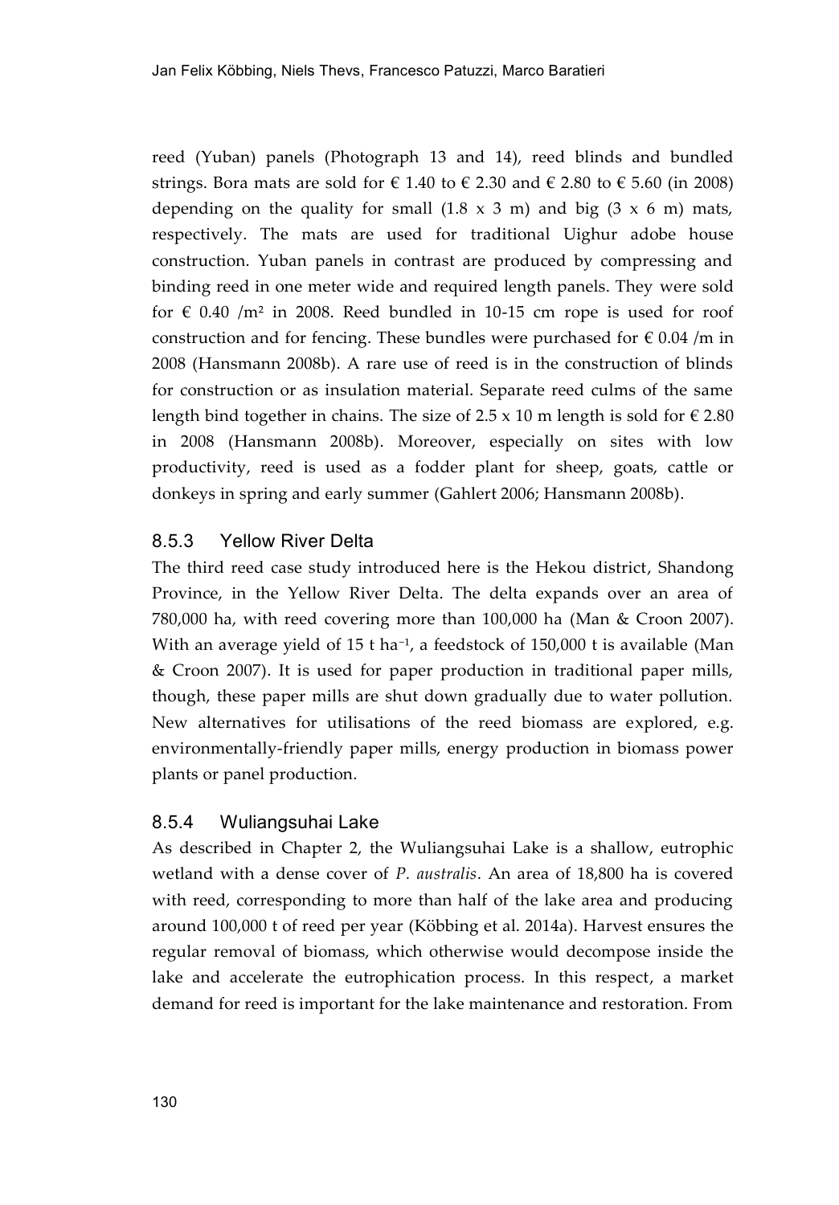reed (Yuban) panels (Photograph 13 and 14), reed blinds and bundled strings. Bora mats are sold for € 1.40 to € 2.30 and € 2.80 to € 5.60 (in 2008) depending on the quality for small (1.8 x 3 m) and big (3 x 6 m) mats, respectively. The mats are used for traditional Uighur adobe house construction. Yuban panels in contrast are produced by compressing and binding reed in one meter wide and required length panels. They were sold for € 0.40 /m² in 2008. Reed bundled in 10-15 cm rope is used for roof construction and for fencing. These bundles were purchased for € 0.04 /m in 2008 (Hansmann 2008b). A rare use of reed is in the construction of blinds for construction or as insulation material. Separate reed culms of the same length bind together in chains. The size of 2.5 x 10 m length is sold for € 2.80 in 2008 (Hansmann 2008b). Moreover, especially on sites with low productivity, reed is used as a fodder plant for sheep, goats, cattle or donkeys in spring and early summer (Gahlert 2006; Hansmann 2008b).

### 8.5.3 Yellow River Delta

The third reed case study introduced here is the Hekou district, Shandong Province, in the Yellow River Delta. The delta expands over an area of 780,000 ha, with reed covering more than 100,000 ha (Man & Croon 2007). With an average yield of 15 t $ha^{-1}$, a feedstock of 150,000 t is available (Man & Croon 2007). It is used for paper production in traditional paper mills, though, these paper mills are shut down gradually due to water pollution. New alternatives for utilisations of the reed biomass are explored, e.g. environmentally-friendly paper mills, energy production in biomass power plants or panel production.

### 8.5.4 Wuliangsuhai Lake

As described in Chapter 2, the Wuliangsuhai Lake is a shallow, eutrophic wetland with a dense cover of *P. australis*. An area of 18,800 ha is covered with reed, corresponding to more than half of the lake area and producing around 100,000 t of reed per year (Köbbing et al. 2014a). Harvest ensures the regular removal of biomass, which otherwise would decompose inside the lake and accelerate the eutrophication process. In this respect, a market demand for reed is important for the lake maintenance and restoration. From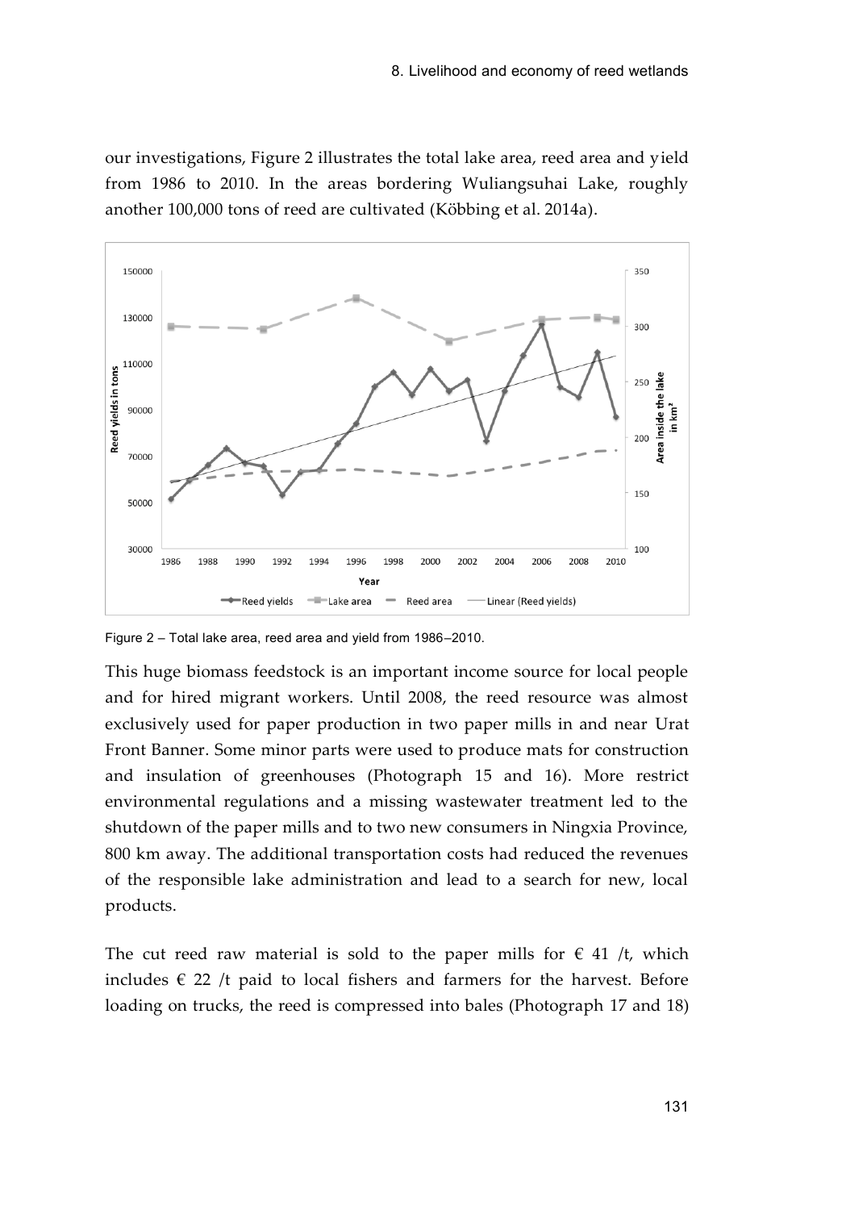our investigations, Figure 2 illustrates the total lake area, reed area and yield from 1986 to 2010. In the areas bordering Wuliangsuhai Lake, roughly another 100,000 tons of reed are cultivated (Köbbing et al. 2014a).

150000
130000
110000
90000
70000
50000
30000

Reed yields in tons

350
300
250
200
150
100

Area inside the lake in km²

1986 1988 1990 1992 1994 1996 1998 2000 2002 2004 2006 2008 2010

Year

Reed yields — Lake area — Reed area — Linear (Reed yields)

Figure 2 – Total lake area, reed area and yield from 1986–2010.

This huge biomass feedstock is an important income source for local people and for hired migrant workers. Until 2008, the reed resource was almost exclusively used for paper production in two paper mills in and near Urat Front Banner. Some minor parts were used to produce mats for construction and insulation of greenhouses (Photograph 15 and 16). More restrict environmental regulations and a missing wastewater treatment led to the shutdown of the paper mills and to two new consumers in Ningxia Province, 800 km away. The additional transportation costs had reduced the revenues of the responsible lake administration and lead to a search for new, local products.

The cut reed raw material is sold to the paper mills for € 41 /t, which includes € 22 /t paid to local fishers and farmers for the harvest. Before loading on trucks, the reed is compressed into bales (Photograph 17 and 18)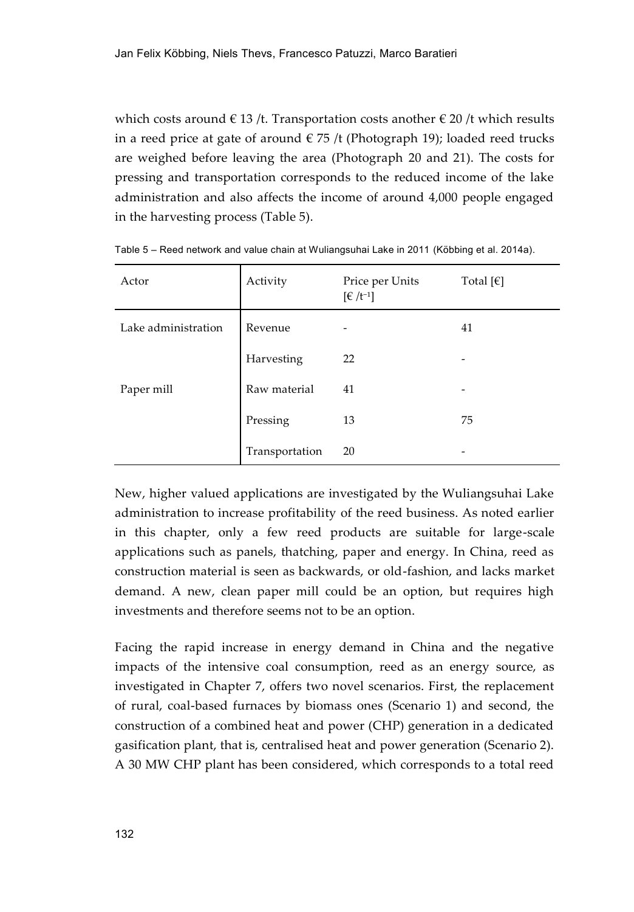which costs around € 13 /t. Transportation costs another € 20 /t which results in a reed price at gate of around € 75 /t (Photograph 19); loaded reed trucks are weighed before leaving the area (Photograph 20 and 21). The costs for pressing and transportation corresponds to the reduced income of the lake administration and also affects the income of around 4,000 people engaged in the harvesting process (Table 5).

Table 5 – Reed network and value chain at Wuliangsuhai Lake in 2011 (Köbbing et al. 2014a).

| Actor | Activity | Price per Units [€ /$t^{-1}$] | Total [€] |
|---|---|---|---|
| Lake administration | Revenue | - | 41 |
| | Harvesting | 22 | - |
| Paper mill | Raw material | 41 | - |
| | Pressing | 13 | 75 |
| | Transportation | 20 | - |

New, higher valued applications are investigated by the Wuliangsuhai Lake administration to increase profitability of the reed business. As noted earlier in this chapter, only a few reed products are suitable for large-scale applications such as panels, thatching, paper and energy. In China, reed as construction material is seen as backwards, or old-fashion, and lacks market demand. A new, clean paper mill could be an option, but requires high investments and therefore seems not to be an option.

Facing the rapid increase in energy demand in China and the negative impacts of the intensive coal consumption, reed as an energy source, as investigated in Chapter 7, offers two novel scenarios. First, the replacement of rural, coal-based furnaces by biomass ones (Scenario 1) and second, the construction of a combined heat and power (CHP) generation in a dedicated gasification plant, that is, centralised heat and power generation (Scenario 2). A 30 MW CHP plant has been considered, which corresponds to a total reed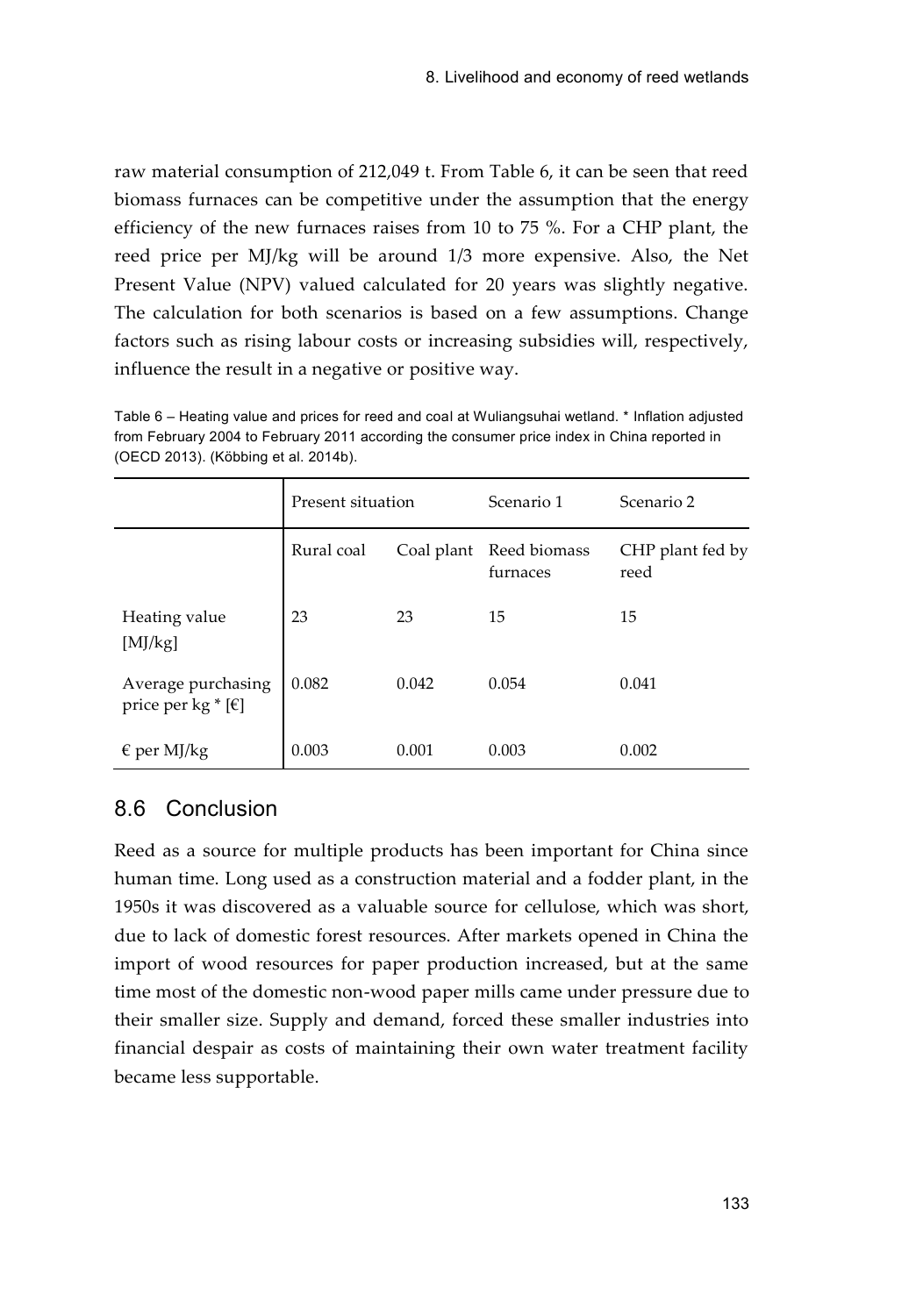raw material consumption of 212,049 t. From Table 6, it can be seen that reed biomass furnaces can be competitive under the assumption that the energy efficiency of the new furnaces raises from 10 to 75 %. For a CHP plant, the reed price per MJ/kg will be around 1/3 more expensive. Also, the Net Present Value (NPV) valued calculated for 20 years was slightly negative. The calculation for both scenarios is based on a few assumptions. Change factors such as rising labour costs or increasing subsidies will, respectively, influence the result in a negative or positive way.

Table 6 – Heating value and prices for reed and coal at Wuliangsuhai wetland. * Inflation adjusted from February 2004 to February 2011 according the consumer price index in China reported in (OECD 2013). (Köbbing et al. 2014b).

| | Present situation | | Scenario 1 | Scenario 2 |
|---|---|---|---|---|
| | Rural coal | Coal plant | Reed biomass furnaces | CHP plant fed by reed |
| Heating value [MJ/kg] | 23 | 23 | 15 | 15 |
| Average purchasing price per kg * [€] | 0.082 | 0.042 | 0.054 | 0.041 |
| € per MJ/kg | 0.003 | 0.001 | 0.003 | 0.002 |

## 8.6 Conclusion

Reed as a source for multiple products has been important for China since human time. Long used as a construction material and a fodder plant, in the 1950s it was discovered as a valuable source for cellulose, which was short, due to lack of domestic forest resources. After markets opened in China the import of wood resources for paper production increased, but at the same time most of the domestic non-wood paper mills came under pressure due to their smaller size. Supply and demand, forced these smaller industries into financial despair as costs of maintaining their own water treatment facility became less supportable.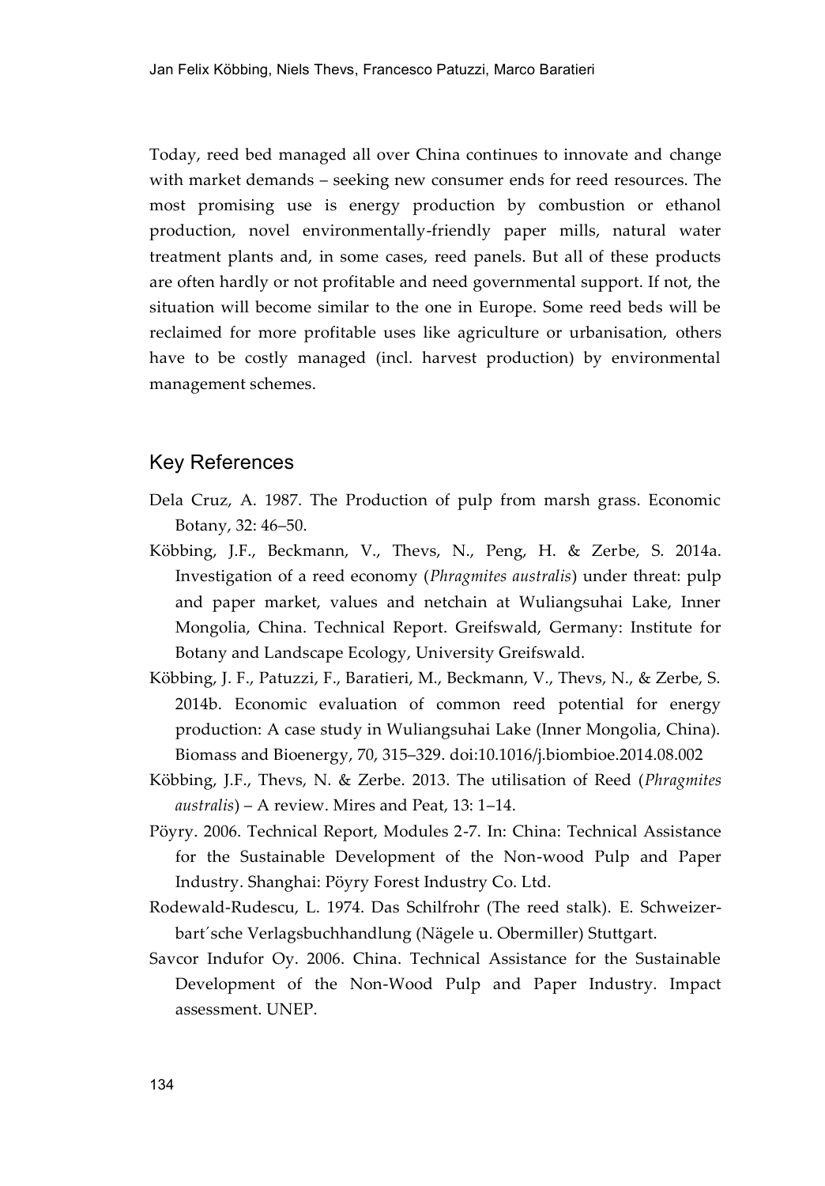Today, reed bed managed all over China continues to innovate and change with market demands – seeking new consumer ends for reed resources. The most promising use is energy production by combustion or ethanol production, novel environmentally-friendly paper mills, natural water treatment plants and, in some cases, reed panels. But all of these products are often hardly or not profitable and need governmental support. If not, the situation will become similar to the one in Europe. Some reed beds will be reclaimed for more profitable uses like agriculture or urbanisation, others have to be costly managed (incl. harvest production) by environmental management schemes.

## Key References

Dela Cruz, A. 1987. The Production of pulp from marsh grass. Economic Botany, 32: 46–50.

Köbbing, J.F., Beckmann, V., Thevs, N., Peng, H. & Zerbe, S. 2014a. Investigation of a reed economy (*Phragmites australis*) under threat: pulp and paper market, values and netchain at Wuliangsuhai Lake, Inner Mongolia, China. Technical Report. Greifswald, Germany: Institute for Botany and Landscape Ecology, University Greifswald.

Köbbing, J. F., Patuzzi, F., Baratieri, M., Beckmann, V., Thevs, N., & Zerbe, S. 2014b. Economic evaluation of common reed potential for energy production: A case study in Wuliangsuhai Lake (Inner Mongolia, China). Biomass and Bioenergy, 70, 315–329. doi:10.1016/j.biombioe.2014.08.002

Köbbing, J.F., Thevs, N. & Zerbe. 2013. The utilisation of Reed (*Phragmites australis*) – A review. Mires and Peat, 13: 1–14.

Pöyry. 2006. Technical Report, Modules 2-7. In: China: Technical Assistance for the Sustainable Development of the Non-wood Pulp and Paper Industry. Shanghai: Pöyry Forest Industry Co. Ltd.

Rodewald-Rudescu, L. 1974. Das Schilfrohr (The reed stalk). E. Schweizerbart´sche Verlagsbuchhandlung (Nägele u. Obermiller) Stuttgart.

Savcor Indufor Oy. 2006. China. Technical Assistance for the Sustainable Development of the Non-Wood Pulp and Paper Industry. Impact assessment. UNEP.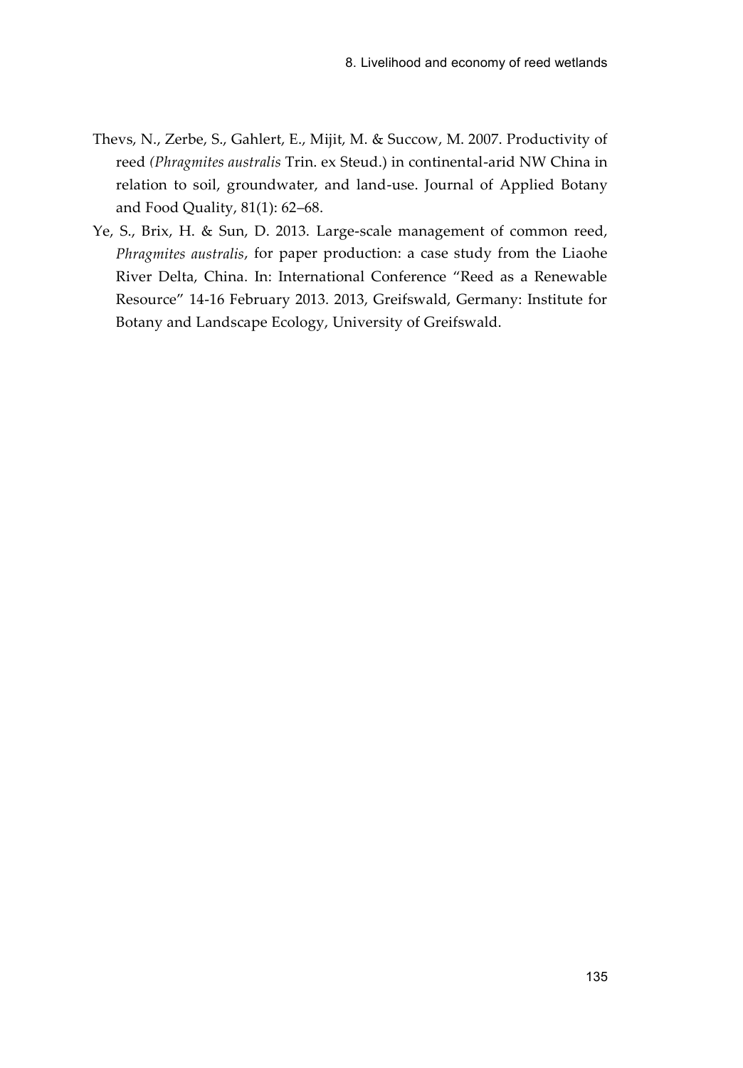Thevs, N., Zerbe, S., Gahlert, E., Mijit, M. & Succow, M. 2007. Productivity of reed *(Phragmites australis* Trin. ex Steud.) in continental-arid NW China in relation to soil, groundwater, and land-use. Journal of Applied Botany and Food Quality, 81(1): 62–68.

Ye, S., Brix, H. & Sun, D. 2013. Large-scale management of common reed, *Phragmites australis*, for paper production: a case study from the Liaohe River Delta, China. In: International Conference "Reed as a Renewable Resource" 14-16 February 2013. 2013, Greifswald, Germany: Institute for Botany and Landscape Ecology, University of Greifswald.